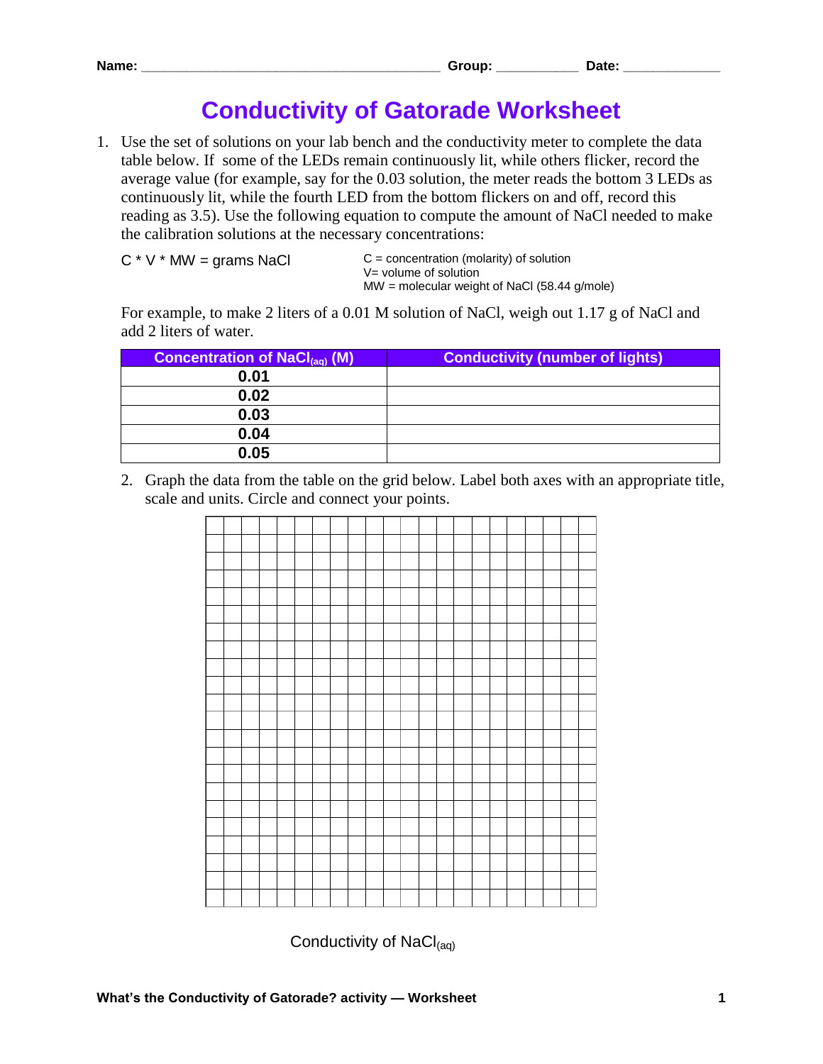Name: ________________________________________ Group: ___________ Date: _____________

# Conductivity of Gatorade Worksheet

1. Use the set of solutions on your lab bench and the conductivity meter to complete the data table below. If some of the LEDs remain continuously lit, while others flicker, record the average value (for example, say for the 0.03 solution, the meter reads the bottom 3 LEDs as continuously lit, while the fourth LED from the bottom flickers on and off, record this reading as 3.5). Use the following equation to compute the amount of NaCl needed to make the calibration solutions at the necessary concentrations:

   C * V * MW = grams NaCl

   C = concentration (molarity) of solution
   V= volume of solution
   MW = molecular weight of NaCl (58.44 g/mole)

   For example, to make 2 liters of a 0.01 M solution of NaCl, weigh out 1.17 g of NaCl and add 2 liters of water.

| Concentration of $NaCl_{(aq)}$ (M) | Conductivity (number of lights) |
|---|---|
| 0.01 | |
| 0.02 | |
| 0.03 | |
| 0.04 | |
| 0.05 | |

2. Graph the data from the table on the grid below. Label both axes with an appropriate title, scale and units. Circle and connect your points.

Conductivity of $NaCl_{(aq)}$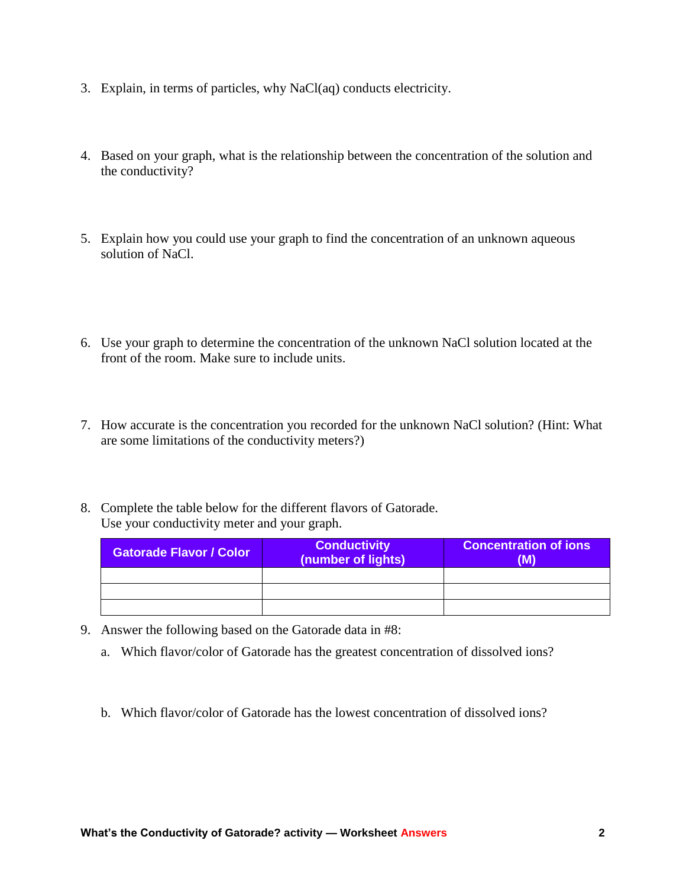3. Explain, in terms of particles, why NaCl(aq) conducts electricity.

4. Based on your graph, what is the relationship between the concentration of the solution and the conductivity?

5. Explain how you could use your graph to find the concentration of an unknown aqueous solution of NaCl.

6. Use your graph to determine the concentration of the unknown NaCl solution located at the front of the room. Make sure to include units.

7. How accurate is the concentration you recorded for the unknown NaCl solution? (Hint: What are some limitations of the conductivity meters?)

8. Complete the table below for the different flavors of Gatorade.
   Use your conductivity meter and your graph.

| Gatorade Flavor / Color | Conductivity (number of lights) | Concentration of ions (M) |
|---|---|---|
| | | |
| | | |
| | | |

9. Answer the following based on the Gatorade data in #8:

   a. Which flavor/color of Gatorade has the greatest concentration of dissolved ions?

   b. Which flavor/color of Gatorade has the lowest concentration of dissolved ions?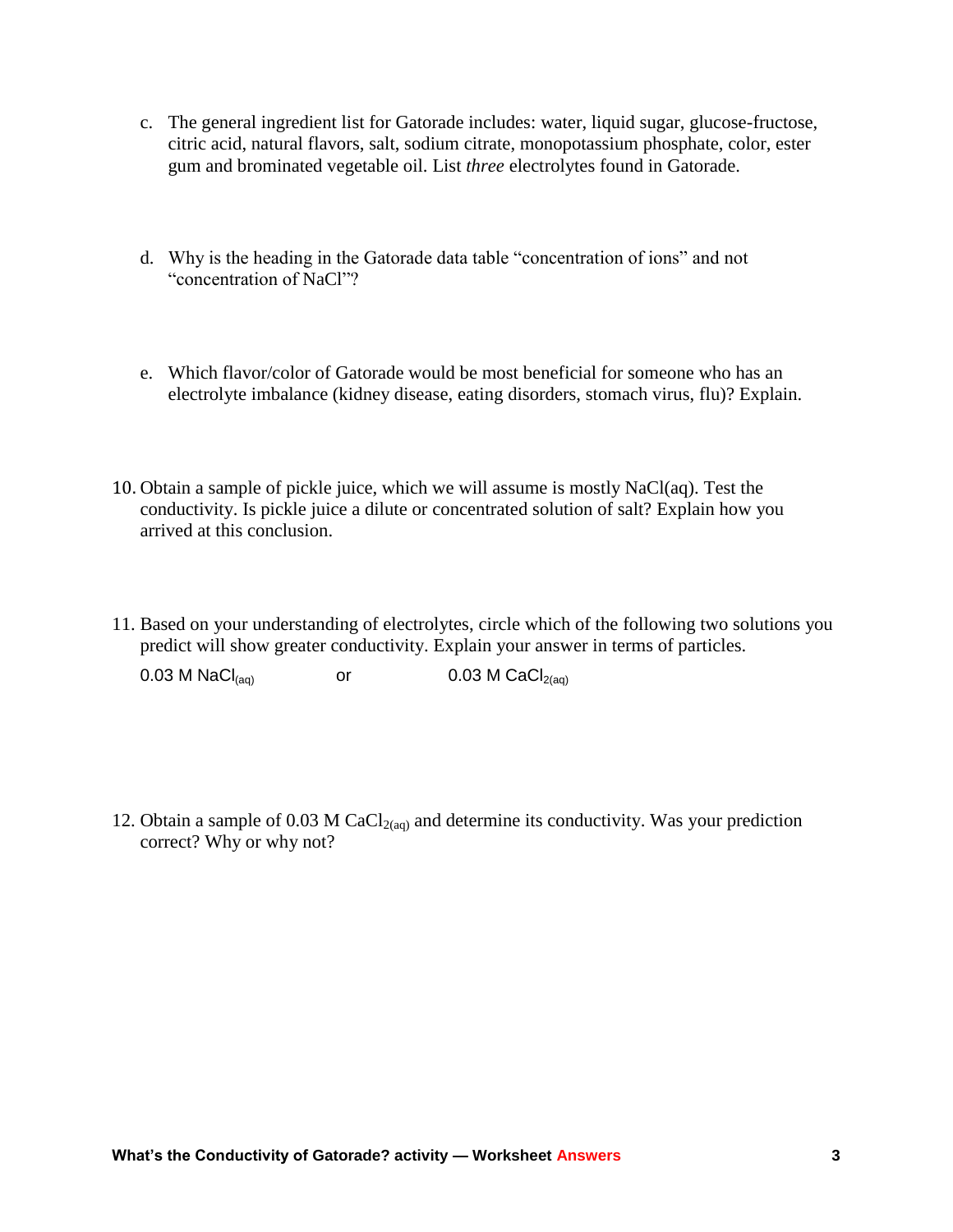c. The general ingredient list for Gatorade includes: water, liquid sugar, glucose-fructose, citric acid, natural flavors, salt, sodium citrate, monopotassium phosphate, color, ester gum and brominated vegetable oil. List *three* electrolytes found in Gatorade.

d. Why is the heading in the Gatorade data table "concentration of ions" and not "concentration of NaCl"?

e. Which flavor/color of Gatorade would be most beneficial for someone who has an electrolyte imbalance (kidney disease, eating disorders, stomach virus, flu)? Explain.

10. Obtain a sample of pickle juice, which we will assume is mostly NaCl(aq). Test the conductivity. Is pickle juice a dilute or concentrated solution of salt? Explain how you arrived at this conclusion.

11. Based on your understanding of electrolytes, circle which of the following two solutions you predict will show greater conductivity. Explain your answer in terms of particles.

    0.03 M $NaCl_{(aq)}$ or 0.03 M $CaCl_{2(aq)}$

12. Obtain a sample of 0.03 M $CaCl_{2(aq)}$ and determine its conductivity. Was your prediction correct? Why or why not?